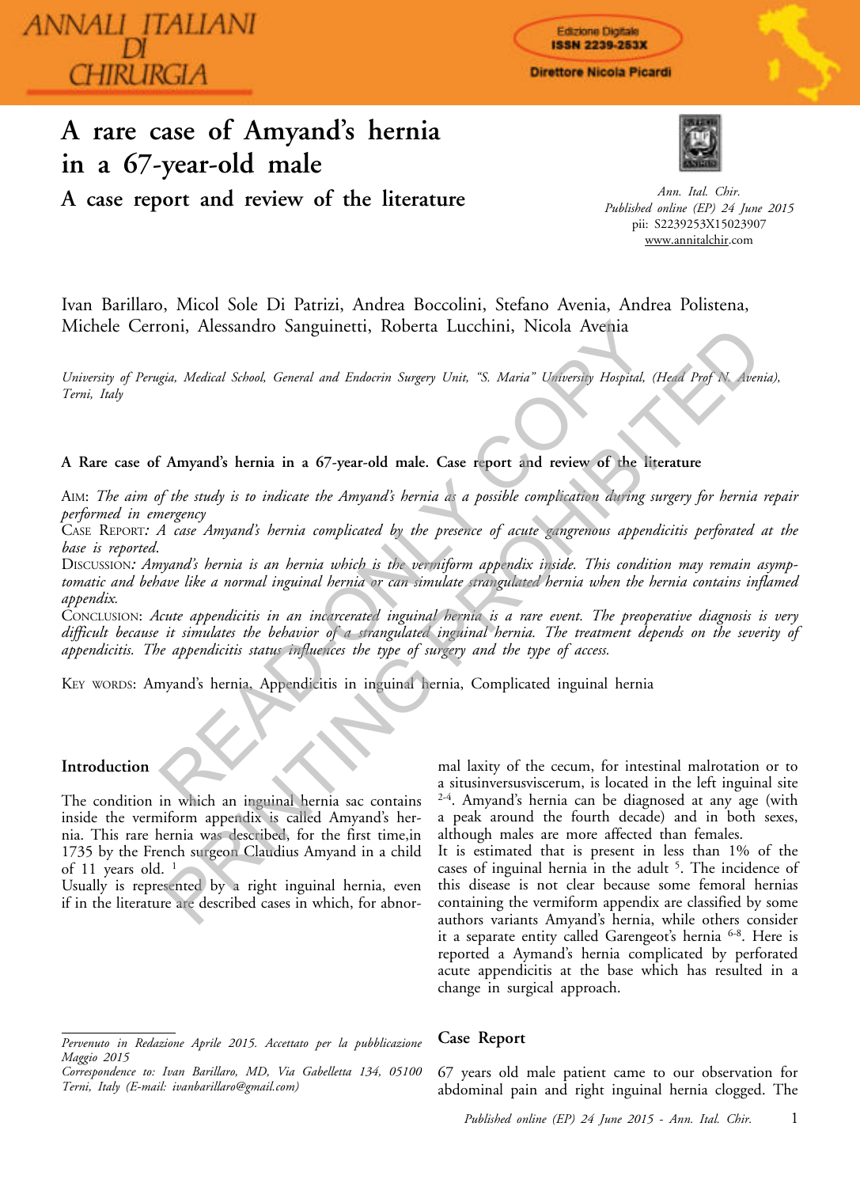# A rare case of Amyand's hernia in a 67-year-old male

## A case report and review of the literature

*Ann. Ital. Chir.*
*Published online (EP) 24 June 2015*
pii: S2239253X15023907
www.annitalchir.com

Ivan Barillaro, Micol Sole Di Patrizi, Andrea Boccolini, Stefano Avenia, Andrea Polistena, Michele Cerroni, Alessandro Sanguinetti, Roberta Lucchini, Nicola Avenia

*University of Perugia, Medical School, General and Endocrin Surgery Unit, "S. Maria" University Hospital, (Head Prof N. Avenia), Terni, Italy*

**A Rare case of Amyand's hernia in a 67-year-old male. Case report and review of the literature**

AIM: *The aim of the study is to indicate the Amyand's hernia as a possible complication during surgery for hernia repair performed in emergency*

CASE REPORT*: A case Amyand's hernia complicated by the presence of acute gangrenous appendicitis perforated at the base is reported.*

DISCUSSION*: Amyand's hernia is an hernia which is the vermiform appendix inside. This condition may remain asymptomatic and behave like a normal inguinal hernia or can simulate strangulated hernia when the hernia contains inflamed appendix.*

CONCLUSION: *Acute appendicitis in an incarcerated inguinal hernia is a rare event. The preoperative diagnosis is very difficult because it simulates the behavior of a strangulated inguinal hernia. The treatment depends on the severity of appendicitis. The appendicitis status influences the type of surgery and the type of access.*

KEY WORDS: Amyand's hernia, Appendicitis in inguinal hernia, Complicated inguinal hernia

## Introduction

The condition in which an inguinal hernia sac contains inside the vermiform appendix is called Amyand's hernia. This rare hernia was described, for the first time,in 1735 by the French surgeon Claudius Amyand in a child of 11 years old. [1]

Usually is represented by a right inguinal hernia, even if in the literature are described cases in which, for abnormal laxity of the cecum, for intestinal malrotation or to a situsinversusviscerum, is located in the left inguinal site [2-4]. Amyand's hernia can be diagnosed at any age (with a peak around the fourth decade) and in both sexes, although males are more affected than females.

It is estimated that is present in less than 1% of the cases of inguinal hernia in the adult [5]. The incidence of this disease is not clear because some femoral hernias containing the vermiform appendix are classified by some authors variants Amyand's hernia, while others consider it a separate entity called Garengeot's hernia [6-8]. Here is reported a Aymand's hernia complicated by perforated acute appendicitis at the base which has resulted in a change in surgical approach.

## Case Report

67 years old male patient came to our observation for abdominal pain and right inguinal hernia clogged. The

*Pervenuto in Redazione Aprile 2015. Accettato per la pubblicazione Maggio 2015*

*Correspondence to: Ivan Barillaro, MD, Via Gabelletta 134, 05100 Terni, Italy (E-mail: ivanbarillaro@gmail.com)*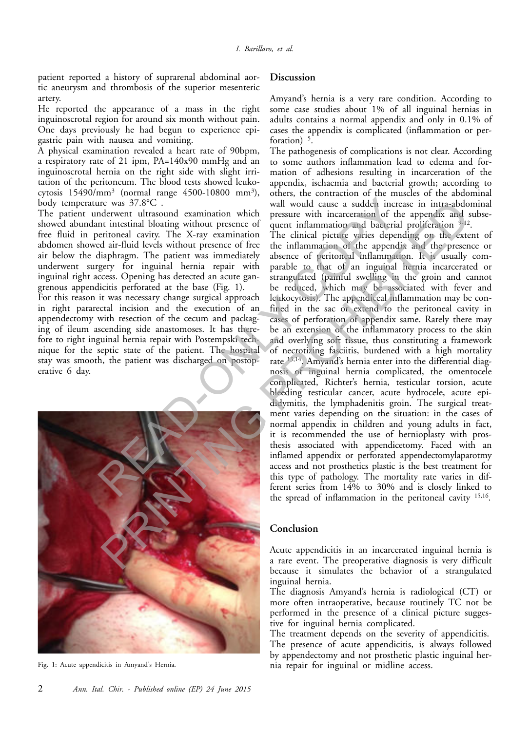patient reported a history of suprarenal abdominal aortic aneurysm and thrombosis of the superior mesenteric artery.

He reported the appearance of a mass in the right inguinoscrotal region for around six month without pain. One days previously he had begun to experience epigastric pain with nausea and vomiting.

A physical examination revealed a heart rate of 90bpm, a respiratory rate of 21 ipm, PA=140x90 mmHg and an inguinoscrotal hernia on the right side with slight irritation of the peritoneum. The blood tests showed leukocytosis 15490/mm$^3$ (normal range 4500-10800 mm$^3$), body temperature was 37.8°C .

The patient underwent ultrasound examination which showed abundant intestinal bloating without presence of free fluid in peritoneal cavity. The X-ray examination abdomen showed air-fluid levels without presence of free air below the diaphragm. The patient was immediately underwent surgery for inguinal hernia repair with inguinal right access. Opening has detected an acute gangrenous appendicitis perforated at the base (Fig. 1).

For this reason it was necessary change surgical approach in right pararectal incision and the execution of an appendectomy with resection of the cecum and packaging of ileum ascending side anastomoses. It has therefore to right inguinal hernia repair with Postempski technique for the septic state of the patient. The hospital stay was smooth, the patient was discharged on postoperative 6 day.

Fig. 1: Acute appendicitis in Amyand's Hernia.

## Discussion

Amyand's hernia is a very rare condition. According to some case studies about 1% of all inguinal hernias in adults contains a normal appendix and only in 0.1% of cases the appendix is complicated (inflammation or perforation) [5].

The pathogenesis of complications is not clear. According to some authors inflammation lead to edema and formation of adhesions resulting in incarceration of the appendix, ischaemia and bacterial growth; according to others, the contraction of the muscles of the abdominal wall would cause a sudden increase in intra-abdominal pressure with incarceration of the appendix and subsequent inflammation and bacterial proliferation [9-12].

The clinical picture varies depending on the extent of the inflammation of the appendix and the presence or absence of peritoneal inflammation. It is usually comparable to that of an inguinal hernia incarcerated or strangulated (painful swelling in the groin and cannot be reduced, which may be associated with fever and leukocytosis). The appendiceal inflammation may be confined in the sac or extend to the peritoneal cavity in cases of perforation of appendix same. Rarely there may be an extension of the inflammatory process to the skin and overlying soft tissue, thus constituting a framework of necrotizing fasciitis, burdened with a high mortality rate [13,14]. Amyand's hernia enter into the differential diagnosis of inguinal hernia complicated, the omentocele complicated, Richter's hernia, testicular torsion, acute bleeding testicular cancer, acute hydrocele, acute epididymitis, the lymphadenitis groin. The surgical treatment varies depending on the situation: in the cases of normal appendix in children and young adults in fact, it is recommended the use of hernioplasty with prosthesis associated with appendicetomy. Faced with an inflamed appendix or perforated appendectomylaparotomy access and not prosthetics plastic is the best treatment for this type of pathology. The mortality rate varies in different series from 14% to 30% and is closely linked to the spread of inflammation in the peritoneal cavity [15,16].

## Conclusion

Acute appendicitis in an incarcerated inguinal hernia is a rare event. The preoperative diagnosis is very difficult because it simulates the behavior of a strangulated inguinal hernia.

The diagnosis Amyand's hernia is radiological (CT) or more often intraoperative, because routinely TC not be performed in the presence of a clinical picture suggestive for inguinal hernia complicated.

The treatment depends on the severity of appendicitis. The presence of acute appendicitis, is always followed by appendectomy and not prosthetic plastic inguinal hernia repair for inguinal or midline access.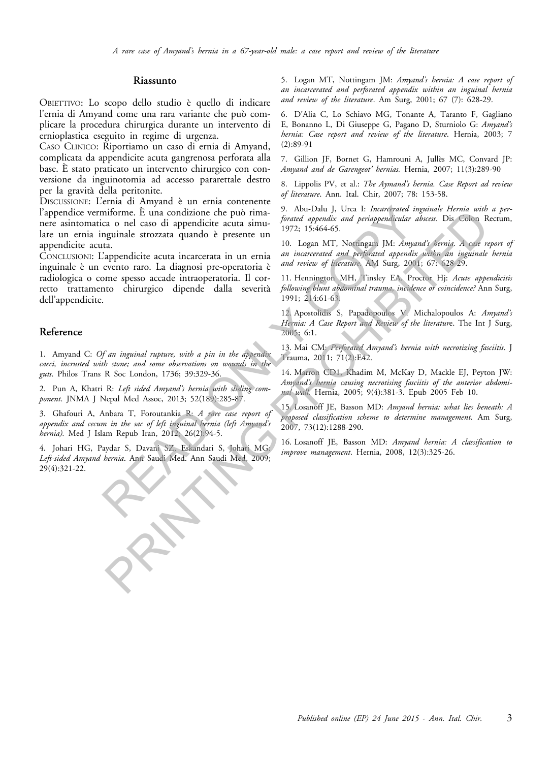## Riassunto

Obiettivo: Lo scopo dello studio è quello di indicare l'ernia di Amyand come una rara variante che può complicare la procedura chirurgica durante un intervento di ernioplastica eseguito in regime di urgenza.

Caso Clinico: Riportiamo un caso di ernia di Amyand, complicata da appendicite acuta gangrenosa perforata alla base. È stato praticato un intervento chirurgico con conversione da inguinotomia ad accesso pararettale destro per la gravità della peritonite.

Discussione: L'ernia di Amyand è un ernia contenente l'appendice vermiforme. È una condizione che può rimanere asintomatica o nel caso di appendicite acuta simulare un ernia inguinale strozzata quando è presente un appendicite acuta.

Conclusioni: L'appendicite acuta incarcerata in un ernia inguinale è un evento raro. La diagnosi pre-operatoria è radiologica o come spesso accade intraoperatoria. Il corretto trattamento chirurgico dipende dalla severità dell'appendicite.

## Reference

1. Amyand C: *Of an inguinal rupture, with a pin in the appendix caeci, incrusted with stone; and some observations on wounds in the guts*. Philos Trans R Soc London, 1736; 39:329-36.

2. Pun A, Khatri R: *Left sided Amyand's hernia with sliding component*. JNMA J Nepal Med Assoc, 2013; 52(189):285-87.

3. Ghafouri A, Anbara T, Foroutankia R: *A rare case report of appendix and cecum in the sac of left inguinal hernia (left Amyand's hernia)*. Med J Islam Repub Iran, 2012; 26(2):94-5.

4. Johari HG, Paydar S, Davani SZ, Eskandari S, Johari MG: *Left-sided Amyand hernia*. Ann Saudi Med. Ann Saudi Med, 2009; 29(4):321-22.

5. Logan MT, Nottingam JM: *Amyand's hernia: A case report of an incarcerated and perforated appendix within an inguinal hernia and review of the literature*. Am Surg, 2001; 67 (7): 628-29.

6. D'Alia C, Lo Schiavo MG, Tonante A, Taranto F, Gagliano E, Bonanno L, Di Giuseppe G, Pagano D, Sturniolo G: *Amyand's hernia: Case report and review of the literature*. Hernia, 2003; 7 (2):89-91

7. Gillion JF, Bornet G, Hamrouni A, Jullès MC, Convard JP: *Amyand and de Garengeot' hernias.* Hernia, 2007; 11(3):289-90

8. Lippolis PV, et al.: *The Aymand's hernia. Case Report ad review of literature*. Ann. Ital. Chir, 2007; 78: 153-58.

9. Abu-Dalu J, Urca I: *Incarcerated inguinale Hernia with a perforated appendix and periappendicular abscess.* Dis Colon Rectum, 1972; 15:464-65.

10. Logan MT, Nottingam JM: *Amyand's hernia. A case report of an incarcerated and perforated appendix withn an inguinal hernia and review of literature.* AM Surg, 2001; 67: 628-29.

11. Hennington MH, Tinsley EA. Proctor Hj: *Acute appendicitis following blunt abdominal trauma, incidence or coincidence?* Ann Surg, 1991; 214:61-63.

12. Apostolidis S, Papadopoulos V. Michalopoulos A: *Amyand's Hernia: A Case Report and Review of the literatur*e. The Int J Surg, 2005; 6:1.

13. Mai CM: *Perforated Amyand's hernia with necrotizing fasciitis*. J Trauma, 2011; 71(2):E42.

14. Marron CD1, Khadim M, McKay D, Mackle EJ, Peyton JW: *Amyand's hernia causing necrotising fasciitis of the anterior abdominal wall.* Hernia, 2005; 9(4):381-3. Epub 2005 Feb 10.

15. Losanoff JE, Basson MD: *Amyand hernia: what lies beneath: A proposed classification scheme to determine management.* Am Surg, 2007, 73(12):1288-290.

16. Losanoff JE, Basson MD: *Amyand hernia: A classification to improve management*. Hernia, 2008, 12(3):325-26.